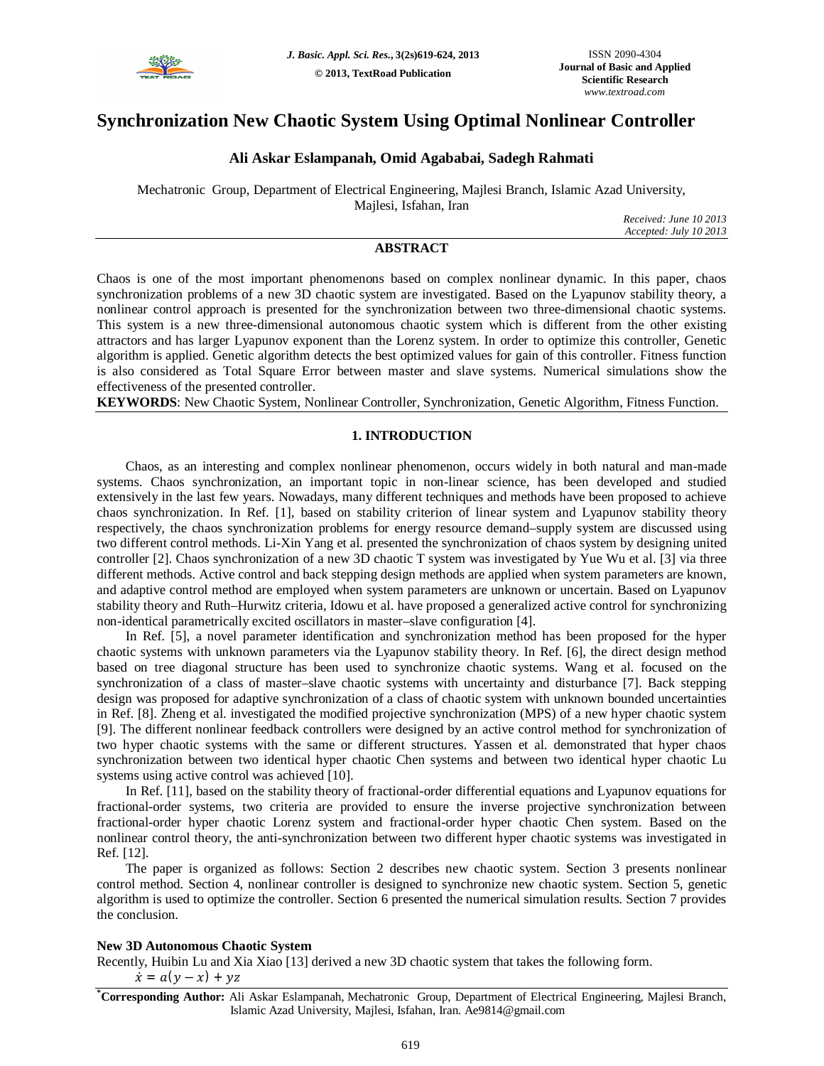# Synchronization New Chaotic System Using Optimal Nonlinear Controller

### Ali Askar Eslampanah, Omid Agababai, Sadegh Rahmati

Mechatronic Group, Department of Electrical Engineering, Majlesi Branch, Islamic Azad University, Majlesi, Isfahan, Iran

*Received: June 10 2013*
*Accepted: July 10 2013*

## ABSTRACT

Chaos is one of the most important phenomenons based on complex nonlinear dynamic. In this paper, chaos synchronization problems of a new 3D chaotic system are investigated. Based on the Lyapunov stability theory, a nonlinear control approach is presented for the synchronization between two three-dimensional chaotic systems. This system is a new three-dimensional autonomous chaotic system which is different from the other existing attractors and has larger Lyapunov exponent than the Lorenz system. In order to optimize this controller, Genetic algorithm is applied. Genetic algorithm detects the best optimized values for gain of this controller. Fitness function is also considered as Total Square Error between master and slave systems. Numerical simulations show the effectiveness of the presented controller.

**KEYWORDS**: New Chaotic System, Nonlinear Controller, Synchronization, Genetic Algorithm, Fitness Function.

## 1. INTRODUCTION

Chaos, as an interesting and complex nonlinear phenomenon, occurs widely in both natural and man-made systems. Chaos synchronization, an important topic in non-linear science, has been developed and studied extensively in the last few years. Nowadays, many different techniques and methods have been proposed to achieve chaos synchronization. In Ref. [1], based on stability criterion of linear system and Lyapunov stability theory respectively, the chaos synchronization problems for energy resource demand–supply system are discussed using two different control methods. Li-Xin Yang et al. presented the synchronization of chaos system by designing united controller [2]. Chaos synchronization of a new 3D chaotic T system was investigated by Yue Wu et al. [3] via three different methods. Active control and back stepping design methods are applied when system parameters are known, and adaptive control method are employed when system parameters are unknown or uncertain. Based on Lyapunov stability theory and Ruth–Hurwitz criteria, Idowu et al. have proposed a generalized active control for synchronizing non-identical parametrically excited oscillators in master–slave configuration [4].

In Ref. [5], a novel parameter identification and synchronization method has been proposed for the hyper chaotic systems with unknown parameters via the Lyapunov stability theory. In Ref. [6], the direct design method based on tree diagonal structure has been used to synchronize chaotic systems. Wang et al. focused on the synchronization of a class of master–slave chaotic systems with uncertainty and disturbance [7]. Back stepping design was proposed for adaptive synchronization of a class of chaotic system with unknown bounded uncertainties in Ref. [8]. Zheng et al. investigated the modified projective synchronization (MPS) of a new hyper chaotic system [9]. The different nonlinear feedback controllers were designed by an active control method for synchronization of two hyper chaotic systems with the same or different structures. Yassen et al. demonstrated that hyper chaos synchronization between two identical hyper chaotic Chen systems and between two identical hyper chaotic Lu systems using active control was achieved [10].

In Ref. [11], based on the stability theory of fractional-order differential equations and Lyapunov equations for fractional-order systems, two criteria are provided to ensure the inverse projective synchronization between fractional-order hyper chaotic Lorenz system and fractional-order hyper chaotic Chen system. Based on the nonlinear control theory, the anti-synchronization between two different hyper chaotic systems was investigated in Ref. [12].

The paper is organized as follows: Section 2 describes new chaotic system. Section 3 presents nonlinear control method. Section 4, nonlinear controller is designed to synchronize new chaotic system. Section 5, genetic algorithm is used to optimize the controller. Section 6 presented the numerical simulation results. Section 7 provides the conclusion.

**New 3D Autonomous Chaotic System**

Recently, Huibin Lu and Xia Xiao [13] derived a new 3D chaotic system that takes the following form.

$$\dot{x} = a(y - x) + yz$$

[*]**Corresponding Author:** Ali Askar Eslampanah, Mechatronic Group, Department of Electrical Engineering, Majlesi Branch, Islamic Azad University, Majlesi, Isfahan, Iran. Ae9814@gmail.com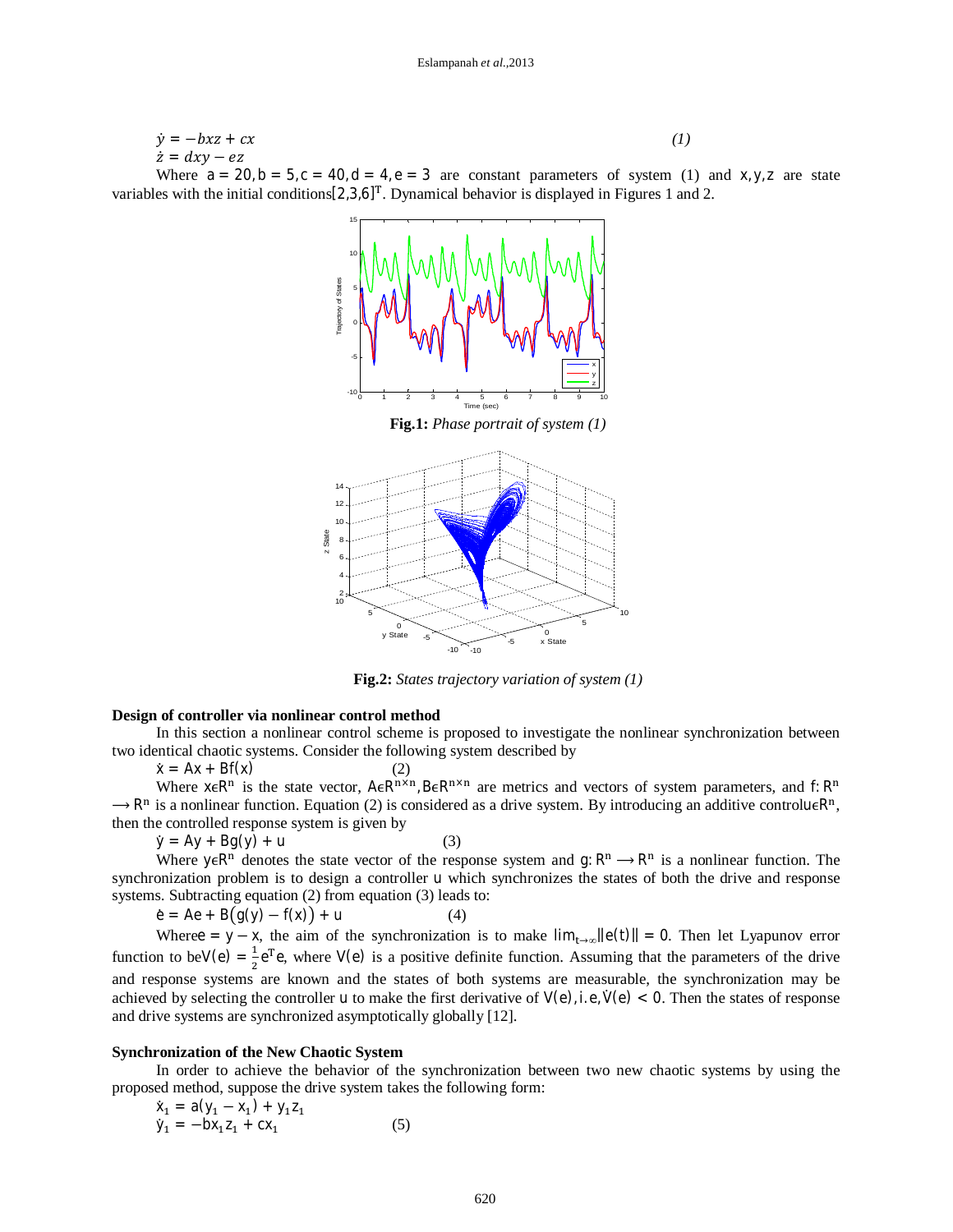$$\dot{y} = -bxz + cx \quad (1)$$
$$\dot{z} = dxy - ez$$

Where $a = 20, b = 5, c = 40, d = 4, e = 3$ are constant parameters of system (1) and $x, y, z$ are state variables with the initial conditions$[2,3,6]^T$. Dynamical behavior is displayed in Figures 1 and 2.

**Fig.1:** *Phase portrait of system (1)*

**Fig.2:** *States trajectory variation of system (1)*

**Design of controller via nonlinear control method**

In this section a nonlinear control scheme is proposed to investigate the nonlinear synchronization between two identical chaotic systems. Consider the following system described by

$$\dot{x} = Ax + Bf(x) \quad (2)$$

Where $x \epsilon R^n$ is the state vector, $A \epsilon R^{n \times n}, B \epsilon R^{n \times n}$ are metrics and vectors of system parameters, and $f: R^n \longrightarrow R^n$ is a nonlinear function. Equation (2) is considered as a drive system. By introducing an additive control$u \epsilon R^n$, then the controlled response system is given by

$$\dot{y} = Ay + Bg(y) + u \quad (3)$$

Where $y \epsilon R^n$ denotes the state vector of the response system and $g: R^n \longrightarrow R^n$ is a nonlinear function. The synchronization problem is to design a controller $u$ which synchronizes the states of both the drive and response systems. Subtracting equation (2) from equation (3) leads to:

$$\dot{e} = Ae + B\big(g(y) - f(x)\big) + u \quad (4)$$

Where$e = y - x$, the aim of the synchronization is to make $\lim_{t \to \infty}\|e(t)\| = 0$. Then let Lyapunov error function to be$V(e) = \frac{1}{2}e^T e$, where $V(e)$ is a positive definite function. Assuming that the parameters of the drive and response systems are known and the states of both systems are measurable, the synchronization may be achieved by selecting the controller $u$ to make the first derivative of $V(e), i.e, \dot{V}(e) < 0$. Then the states of response and drive systems are synchronized asymptotically globally [12].

**Synchronization of the New Chaotic System**

In order to achieve the behavior of the synchronization between two new chaotic systems by using the proposed method, suppose the drive system takes the following form:

$$\dot{x}_1 = a(y_1 - x_1) + y_1 z_1$$
$$\dot{y}_1 = -bx_1 z_1 + cx_1 \quad (5)$$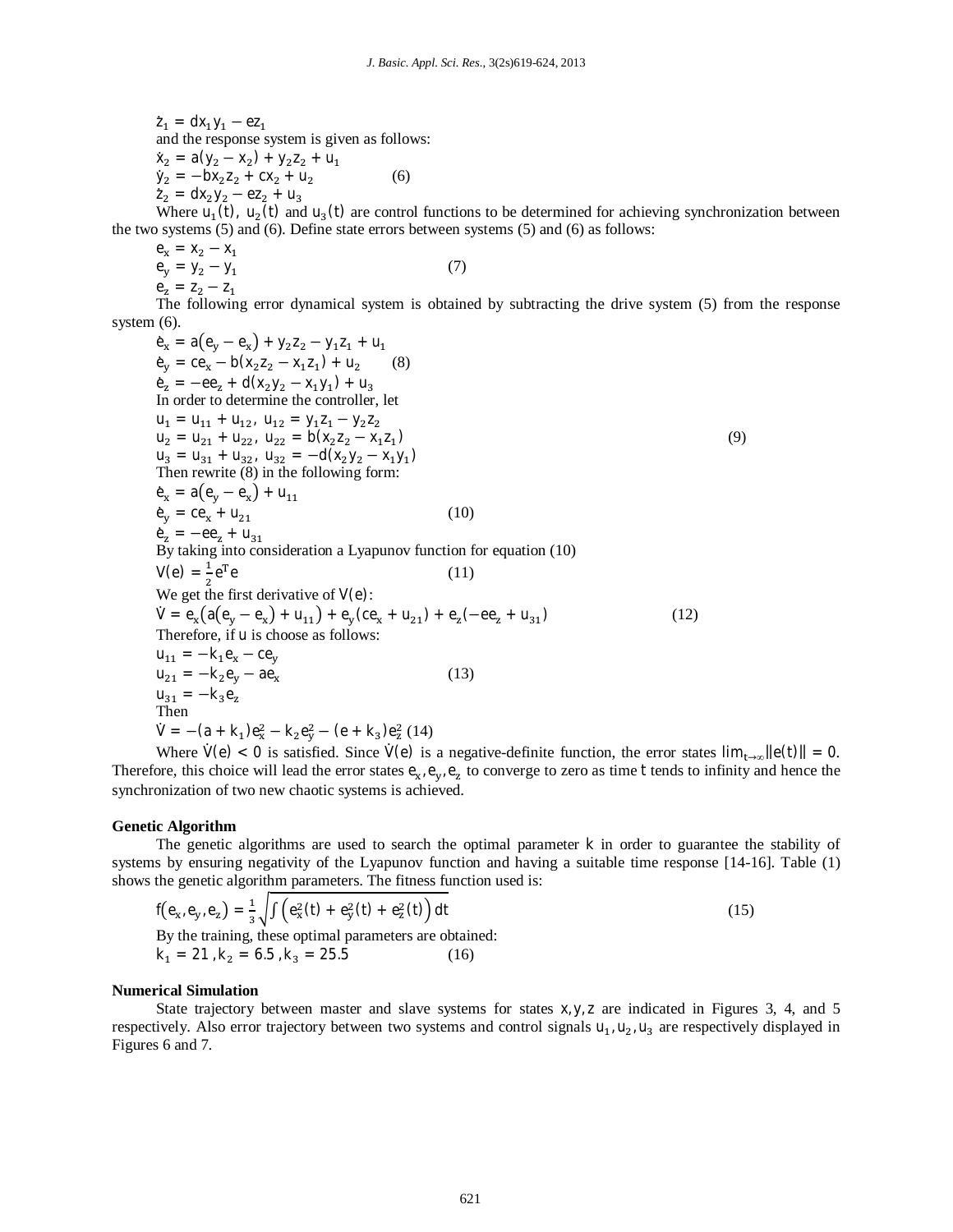$$\dot{z}_1 = dx_1y_1 - ez_1$$

and the response system is given as follows:

$$\begin{aligned}
\dot{x}_2 &= a(y_2 - x_2) + y_2z_2 + u_1 \\
\dot{y}_2 &= -bx_2z_2 + cx_2 + u_2 \qquad (6) \\
\dot{z}_2 &= dx_2y_2 - ez_2 + u_3
\end{aligned}$$

Where $u_1(t)$, $u_2(t)$ and $u_3(t)$ are control functions to be determined for achieving synchronization between the two systems (5) and (6). Define state errors between systems (5) and (6) as follows:

$$\begin{aligned}
e_x &= x_2 - x_1 \\
e_y &= y_2 - y_1 \qquad (7) \\
e_z &= z_2 - z_1
\end{aligned}$$

The following error dynamical system is obtained by subtracting the drive system (5) from the response system (6).

$$\begin{aligned}
\dot{e}_x &= a(e_y - e_x) + y_2z_2 - y_1z_1 + u_1 \\
\dot{e}_y &= ce_x - b(x_2z_2 - x_1z_1) + u_2 \qquad (8) \\
\dot{e}_z &= -ee_z + d(x_2y_2 - x_1y_1) + u_3
\end{aligned}$$

In order to determine the controller, let

$$\begin{aligned}
u_1 &= u_{11} + u_{12},\ u_{12} = y_1z_1 - y_2z_2 \\
u_2 &= u_{21} + u_{22},\ u_{22} = b(x_2z_2 - x_1z_1) \qquad (9) \\
u_3 &= u_{31} + u_{32},\ u_{32} = -d(x_2y_2 - x_1y_1)
\end{aligned}$$

Then rewrite (8) in the following form:

$$\begin{aligned}
\dot{e}_x &= a(e_y - e_x) + u_{11} \\
\dot{e}_y &= ce_x + u_{21} \qquad (10) \\
\dot{e}_z &= -ee_z + u_{31}
\end{aligned}$$

By taking into consideration a Lyapunov function for equation (10)

$$V(e) = \frac{1}{2}e^Te \qquad (11)$$

We get the first derivative of $V(e)$:

$$\dot{V} = e_x\big(a(e_y - e_x) + u_{11}\big) + e_y(ce_x + u_{21}) + e_z(-ee_z + u_{31}) \qquad (12)$$

Therefore, if $u$ is choose as follows:

$$\begin{aligned}
u_{11} &= -k_1e_x - ce_y \\
u_{21} &= -k_2e_y - ae_x \qquad (13) \\
u_{31} &= -k_3e_z
\end{aligned}$$

Then

$$\dot{V} = -(a + k_1)e_x^2 - k_2e_y^2 - (e + k_3)e_z^2 \quad (14)$$

Where $\dot{V}(e) < 0$ is satisfied. Since $\dot{V}(e)$ is a negative-definite function, the error states $\lim_{t\to\infty}\|e(t)\| = 0$. Therefore, this choice will lead the error states $e_x, e_y, e_z$ to converge to zero as time $t$ tends to infinity and hence the synchronization of two new chaotic systems is achieved.

**Genetic Algorithm**

The genetic algorithms are used to search the optimal parameter $k$ in order to guarantee the stability of systems by ensuring negativity of the Lyapunov function and having a suitable time response [14-16]. Table (1) shows the genetic algorithm parameters. The fitness function used is:

$$f(e_x, e_y, e_z) = \frac{1}{3}\sqrt{\int\left(e_x^2(t) + e_y^2(t) + e_z^2(t)\right)dt} \qquad (15)$$

By the training, these optimal parameters are obtained:

$$k_1 = 21,\ k_2 = 6.5,\ k_3 = 25.5 \qquad (16)$$

**Numerical Simulation**

State trajectory between master and slave systems for states $x, y, z$ are indicated in Figures 3, 4, and 5 respectively. Also error trajectory between two systems and control signals $u_1, u_2, u_3$ are respectively displayed in Figures 6 and 7.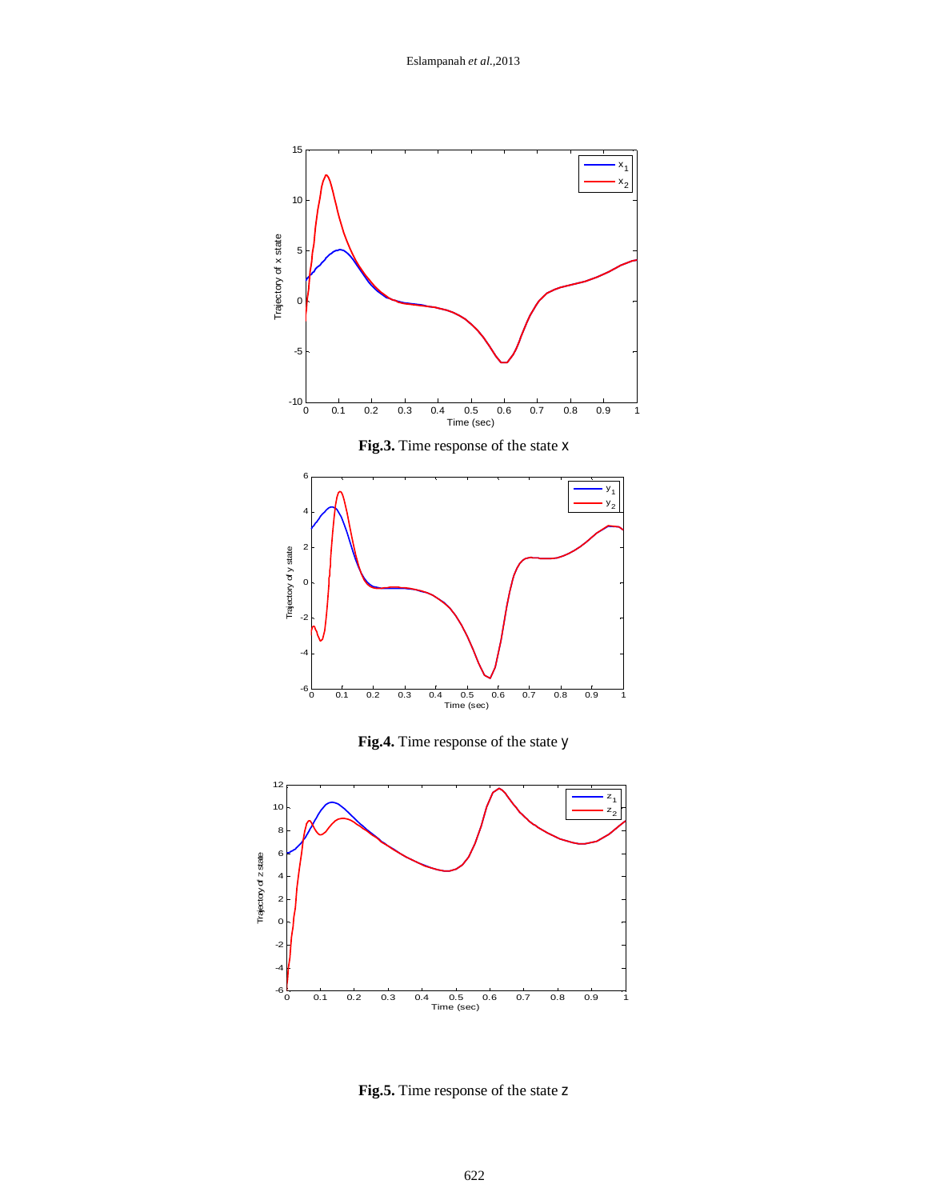**Fig.3.** Time response of the state x

**Fig.4.** Time response of the state y

**Fig.5.** Time response of the state z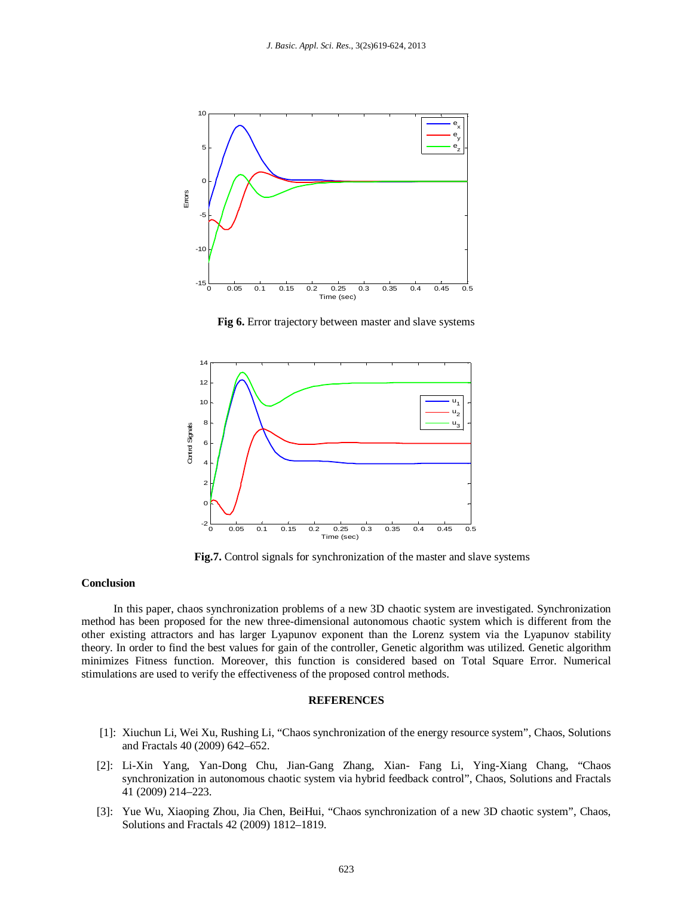**Fig 6.** Error trajectory between master and slave systems

**Fig.7.** Control signals for synchronization of the master and slave systems

## Conclusion

In this paper, chaos synchronization problems of a new 3D chaotic system are investigated. Synchronization method has been proposed for the new three-dimensional autonomous chaotic system which is different from the other existing attractors and has larger Lyapunov exponent than the Lorenz system via the Lyapunov stability theory. In order to find the best values for gain of the controller, Genetic algorithm was utilized. Genetic algorithm minimizes Fitness function. Moreover, this function is considered based on Total Square Error. Numerical stimulations are used to verify the effectiveness of the proposed control methods.

## REFERENCES

[1]: Xiuchun Li, Wei Xu, Rushing Li, "Chaos synchronization of the energy resource system", Chaos, Solutions and Fractals 40 (2009) 642–652.

[2]: Li-Xin Yang, Yan-Dong Chu, Jian-Gang Zhang, Xian- Fang Li, Ying-Xiang Chang, "Chaos synchronization in autonomous chaotic system via hybrid feedback control", Chaos, Solutions and Fractals 41 (2009) 214–223.

[3]: Yue Wu, Xiaoping Zhou, Jia Chen, BeiHui, "Chaos synchronization of a new 3D chaotic system", Chaos, Solutions and Fractals 42 (2009) 1812–1819.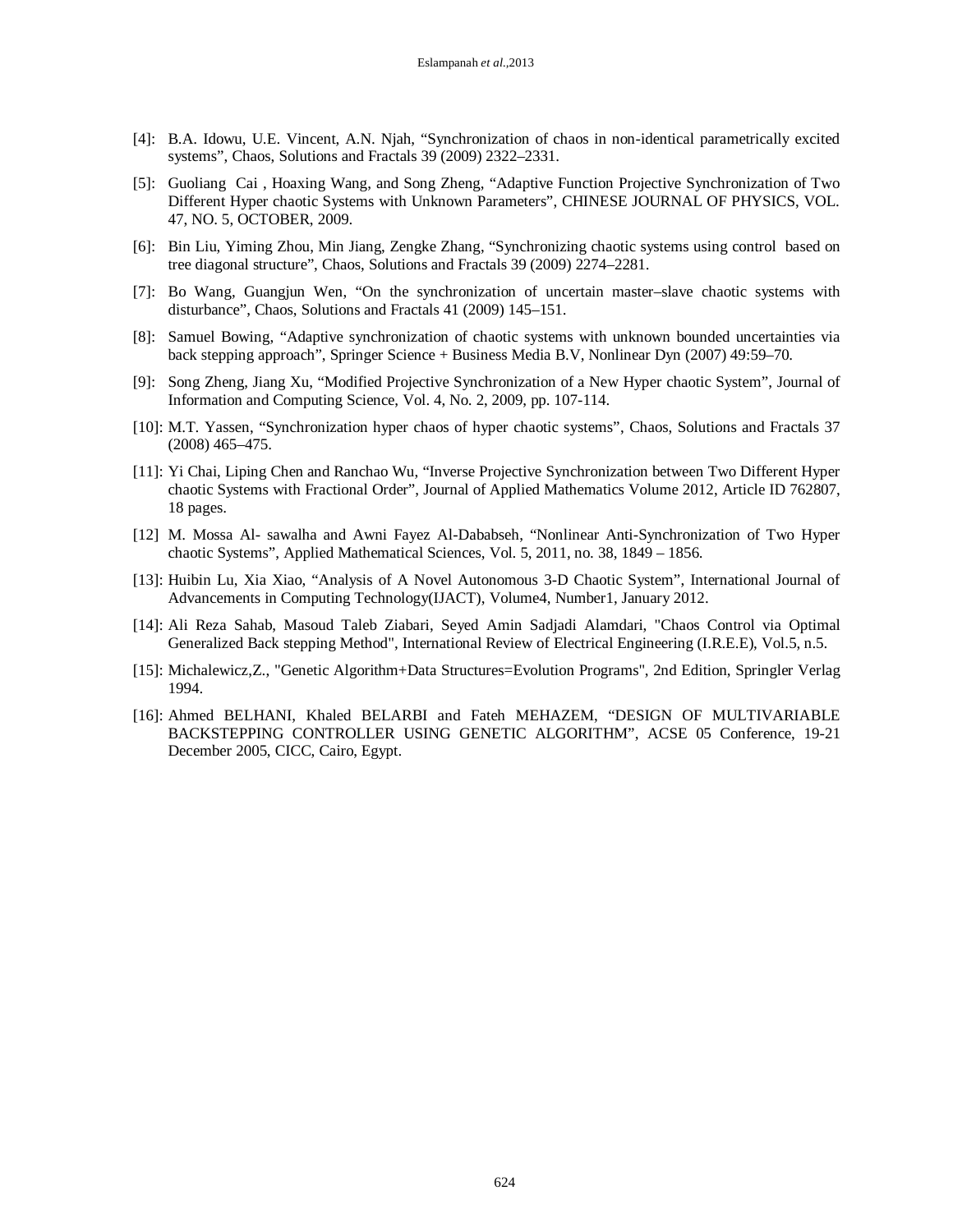[4]: B.A. Idowu, U.E. Vincent, A.N. Njah, “Synchronization of chaos in non-identical parametrically excited systems”, Chaos, Solutions and Fractals 39 (2009) 2322–2331.

[5]: Guoliang Cai , Hoaxing Wang, and Song Zheng, “Adaptive Function Projective Synchronization of Two Different Hyper chaotic Systems with Unknown Parameters”, CHINESE JOURNAL OF PHYSICS, VOL. 47, NO. 5, OCTOBER, 2009.

[6]: Bin Liu, Yiming Zhou, Min Jiang, Zengke Zhang, “Synchronizing chaotic systems using control based on tree diagonal structure”, Chaos, Solutions and Fractals 39 (2009) 2274–2281.

[7]: Bo Wang, Guangjun Wen, “On the synchronization of uncertain master–slave chaotic systems with disturbance”, Chaos, Solutions and Fractals 41 (2009) 145–151.

[8]: Samuel Bowing, “Adaptive synchronization of chaotic systems with unknown bounded uncertainties via back stepping approach”, Springer Science + Business Media B.V, Nonlinear Dyn (2007) 49:59–70.

[9]: Song Zheng, Jiang Xu, “Modified Projective Synchronization of a New Hyper chaotic System”, Journal of Information and Computing Science, Vol. 4, No. 2, 2009, pp. 107-114.

[10]: M.T. Yassen, “Synchronization hyper chaos of hyper chaotic systems”, Chaos, Solutions and Fractals 37 (2008) 465–475.

[11]: Yi Chai, Liping Chen and Ranchao Wu, “Inverse Projective Synchronization between Two Different Hyper chaotic Systems with Fractional Order”, Journal of Applied Mathematics Volume 2012, Article ID 762807, 18 pages.

[12] M. Mossa Al- sawalha and Awni Fayez Al-Dababseh, “Nonlinear Anti-Synchronization of Two Hyper chaotic Systems”, Applied Mathematical Sciences, Vol. 5, 2011, no. 38, 1849 – 1856.

[13]: Huibin Lu, Xia Xiao, “Analysis of A Novel Autonomous 3-D Chaotic System”, International Journal of Advancements in Computing Technology(IJACT), Volume4, Number1, January 2012.

[14]: Ali Reza Sahab, Masoud Taleb Ziabari, Seyed Amin Sadjadi Alamdari, "Chaos Control via Optimal Generalized Back stepping Method", International Review of Electrical Engineering (I.R.E.E), Vol.5, n.5.

[15]: Michalewicz,Z., "Genetic Algorithm+Data Structures=Evolution Programs", 2nd Edition, Springler Verlag 1994.

[16]: Ahmed BELHANI, Khaled BELARBI and Fateh MEHAZEM, “DESIGN OF MULTIVARIABLE BACKSTEPPING CONTROLLER USING GENETIC ALGORITHM”, ACSE 05 Conference, 19-21 December 2005, CICC, Cairo, Egypt.